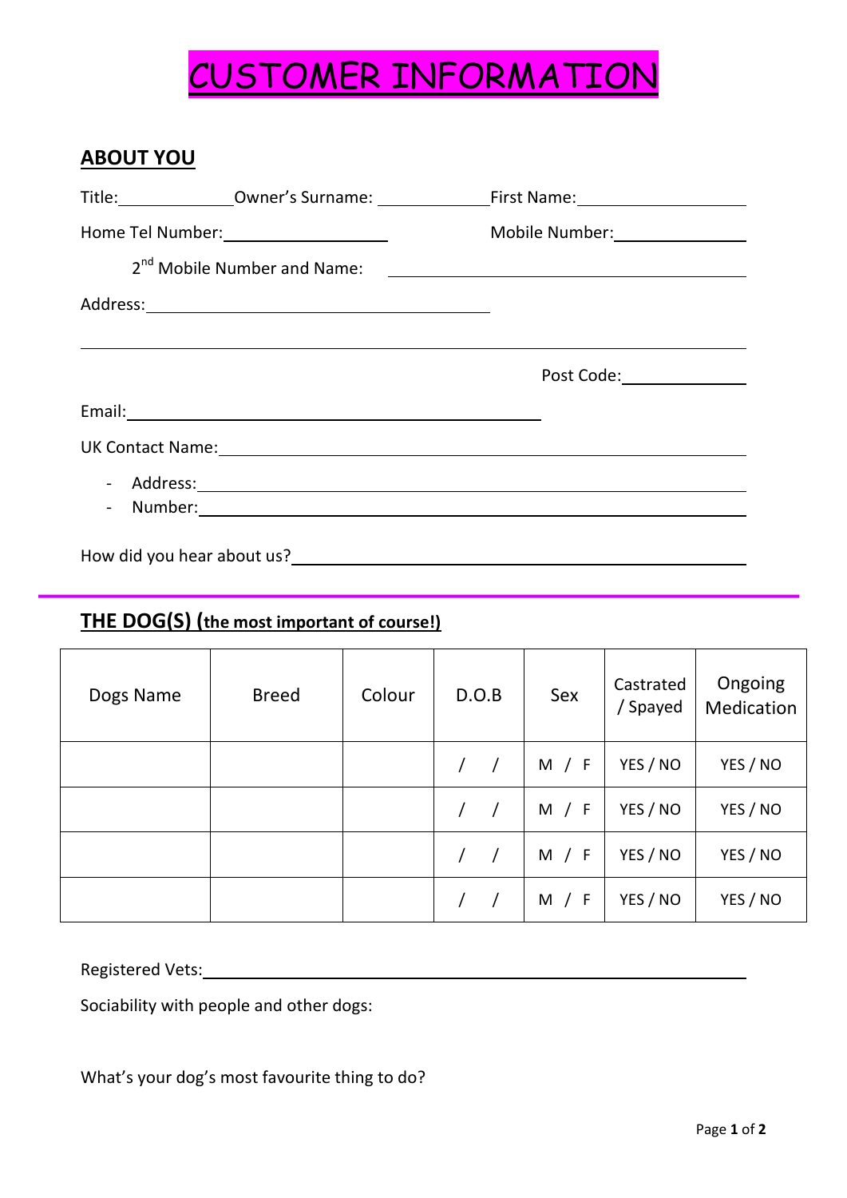# CUSTOMER INFORMATION

## ABOUT YOU

Title:\_\_\_\_\_\_\_\_\_\_ Owner's Surname: \_\_\_\_\_\_\_\_\_\_ First Name:\_\_\_\_\_\_\_\_\_\_

Home Tel Number:\_\_\_\_\_\_\_\_\_\_ Mobile Number:\_\_\_\_\_\_\_\_\_\_

2nd Mobile Number and Name: \_\_\_\_\_\_\_\_\_\_

Address:\_\_\_\_\_\_\_\_\_\_

\_\_\_\_\_\_\_\_\_\_

Post Code:\_\_\_\_\_\_\_\_\_\_

Email:\_\_\_\_\_\_\_\_\_\_

UK Contact Name:\_\_\_\_\_\_\_\_\_\_

- Address:\_\_\_\_\_\_\_\_\_\_
- Number:\_\_\_\_\_\_\_\_\_\_

How did you hear about us?\_\_\_\_\_\_\_\_\_\_

## THE DOG(S) (the most important of course!)

| Dogs Name | Breed | Colour | D.O.B | Sex | Castrated / Spayed | Ongoing Medication |
|---|---|---|---|---|---|---|
| | | | / / | M / F | YES / NO | YES / NO |
| | | | / / | M / F | YES / NO | YES / NO |
| | | | / / | M / F | YES / NO | YES / NO |
| | | | / / | M / F | YES / NO | YES / NO |

Registered Vets:\_\_\_\_\_\_\_\_\_\_

Sociability with people and other dogs:

What's your dog's most favourite thing to do?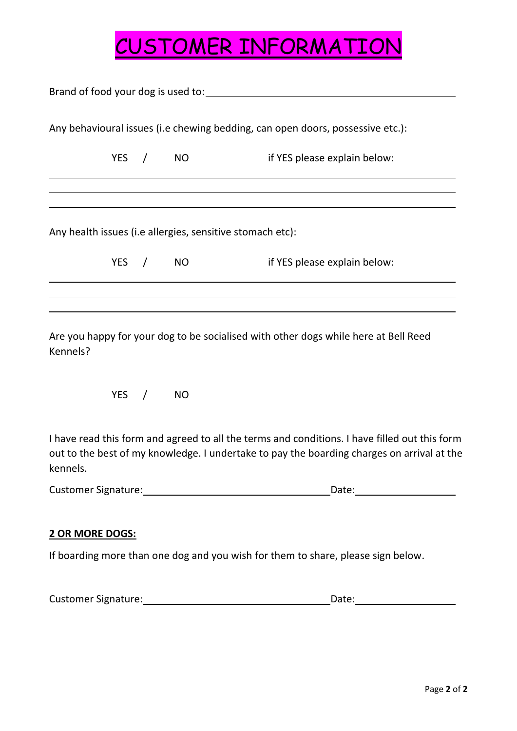# CUSTOMER INFORMATION

Brand of food your dog is used to: ______________________________

Any behavioural issues (i.e chewing bedding, can open doors, possessive etc.):

YES / NO if YES please explain below:

______________________________

______________________________

______________________________

Any health issues (i.e allergies, sensitive stomach etc):

YES / NO if YES please explain below:

______________________________

______________________________

______________________________

Are you happy for your dog to be socialised with other dogs while here at Bell Reed Kennels?

YES / NO

I have read this form and agreed to all the terms and conditions. I have filled out this form out to the best of my knowledge. I undertake to pay the boarding charges on arrival at the kennels.

Customer Signature: ______________________________ Date: ______________

**2 OR MORE DOGS:**

If boarding more than one dog and you wish for them to share, please sign below.

Customer Signature: ______________________________ Date: ______________